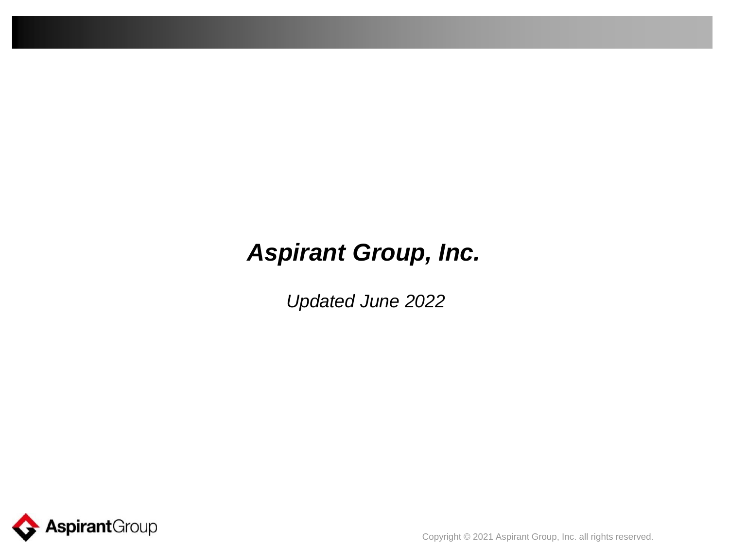# *Aspirant Group, Inc.*

*Updated June 2022*

Copyright © 2021 Aspirant Group, Inc. all rights reserved.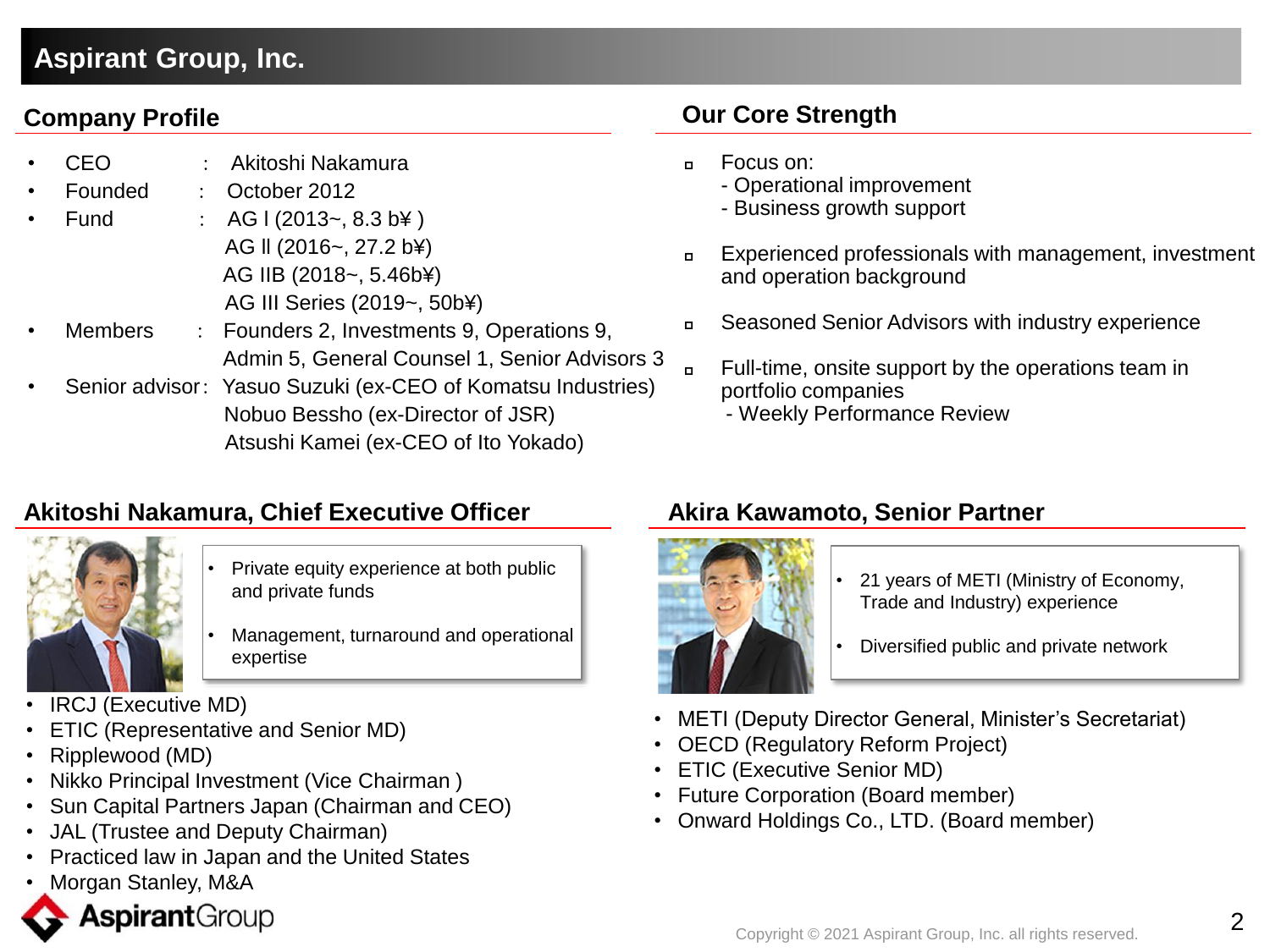# Aspirant Group, Inc.

## Company Profile

- CEO : Akitoshi Nakamura
- Founded : October 2012
- Fund : AG I (2013~, 8.3 b¥ )
  AG II (2016~, 27.2 b¥)
  AG IIB (2018~, 5.46b¥)
  AG III Series (2019~, 50b¥)
- Members : Founders 2, Investments 9, Operations 9, Admin 5, General Counsel 1, Senior Advisors 3
- Senior advisor : Yasuo Suzuki (ex-CEO of Komatsu Industries)
  Nobuo Bessho (ex-Director of JSR)
  Atsushi Kamei (ex-CEO of Ito Yokado)

## Our Core Strength

- Focus on:
  - Operational improvement
  - Business growth support
- Experienced professionals with management, investment and operation background
- Seasoned Senior Advisors with industry experience
- Full-time, onsite support by the operations team in portfolio companies
  - Weekly Performance Review

## Akitoshi Nakamura, Chief Executive Officer

- Private equity experience at both public and private funds
- Management, turnaround and operational expertise

- IRCJ (Executive MD)
- ETIC (Representative and Senior MD)
- Ripplewood (MD)
- Nikko Principal Investment (Vice Chairman )
- Sun Capital Partners Japan (Chairman and CEO)
- JAL (Trustee and Deputy Chairman)
- Practiced law in Japan and the United States
- Morgan Stanley, M&A

## Akira Kawamoto, Senior Partner

- 21 years of METI (Ministry of Economy, Trade and Industry) experience
- Diversified public and private network

- METI (Deputy Director General, Minister's Secretariat)
- OECD (Regulatory Reform Project)
- ETIC (Executive Senior MD)
- Future Corporation (Board member)
- Onward Holdings Co., LTD. (Board member)

AspirantGroup

Copyright © 2021 Aspirant Group, Inc. all rights reserved.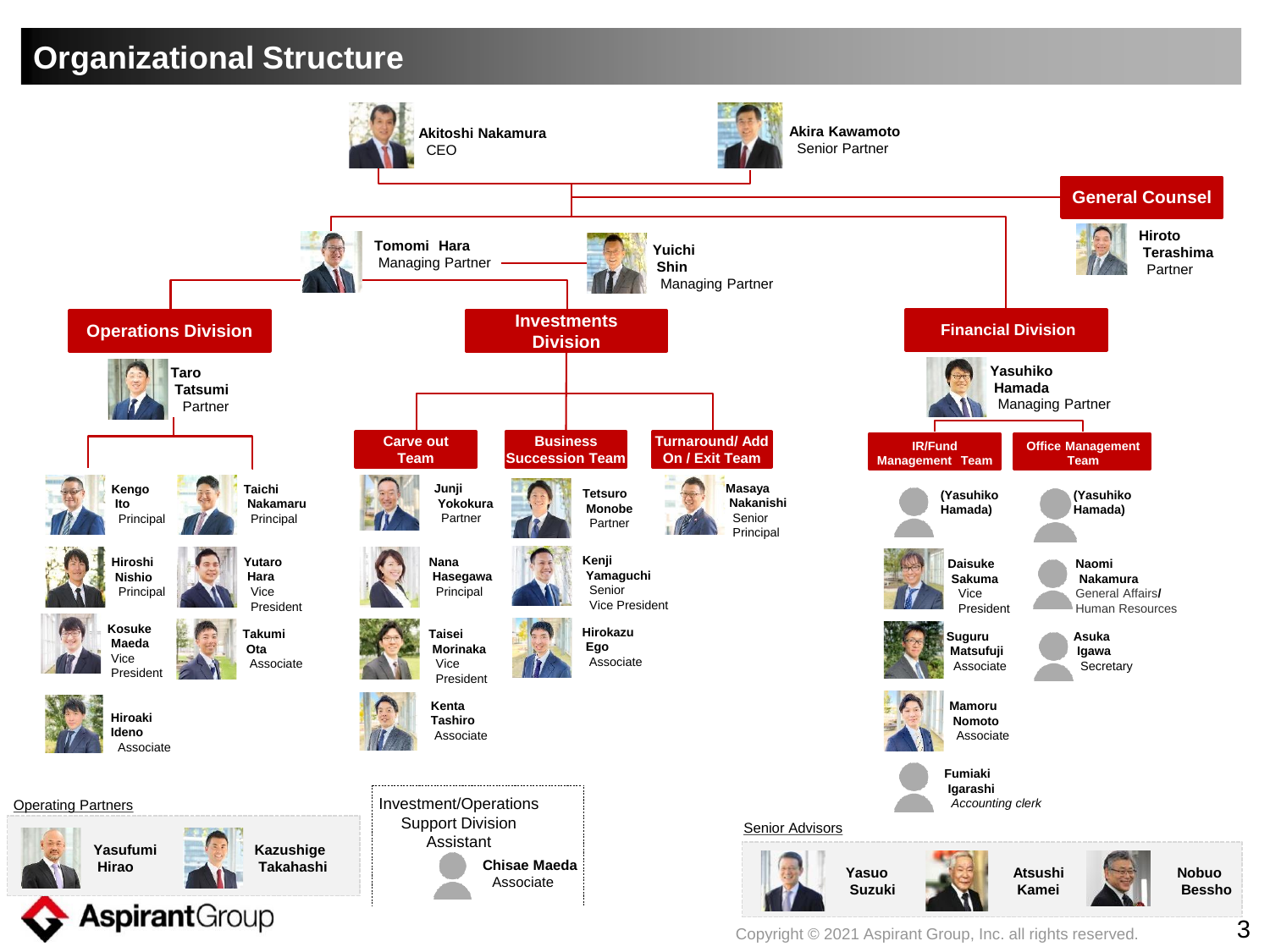# Organizational Structure

**Akitoshi Nakamura**
CEO

**Akira Kawamoto**
Senior Partner

## General Counsel

**Hiroto Terashima**
Partner

**Tomomi Hara**
Managing Partner

**Yuichi Shin**
Managing Partner

## Operations Division

**Taro Tatsumi**
Partner

- **Kengo Ito** – Principal
- **Taichi Nakamaru** – Principal
- **Hiroshi Nishio** – Principal
- **Yutaro Hara** – Vice President
- **Kosuke Maeda** – Vice President
- **Takumi Ota** – Associate
- **Hiroaki Ideno** – Associate

## Investments Division

### Carve out Team

- **Junji Yokokura** – Partner
- **Nana Hasegawa** – Principal
- **Taisei Morinaka** – Vice President
- **Kenta Tashiro** – Associate

### Business Succession Team

- **Tetsuro Monobe** – Partner
- **Kenji Yamaguchi** – Senior Vice President
- **Hirokazu Ego** – Associate

### Turnaround/ Add On / Exit Team

- **Masaya Nakanishi** – Senior Principal

## Financial Division

**Yasuhiko Hamada**
Managing Partner

### IR/Fund Management Team

- **(Yasuhiko Hamada)**
- **Daisuke Sakuma** – Vice President
- **Suguru Matsufuji** – Associate
- **Mamoru Nomoto** – Associate
- **Fumiaki Igarashi** – *Accounting clerk*

### Office Management Team

- **(Yasuhiko Hamada)**
- **Naomi Nakamura** – General Affairs/ Human Resources
- **Asuka Igawa** – Secretary

## Investment/Operations Support Division Assistant

- **Chisae Maeda** – Associate

## Operating Partners

- **Yasufumi Hirao**
- **Kazushige Takahashi**

## Senior Advisors

- **Yasuo Suzuki**
- **Atsushi Kamei**
- **Nobuo Bessho**

AspirantGroup

Copyright © 2021 Aspirant Group, Inc. all rights reserved.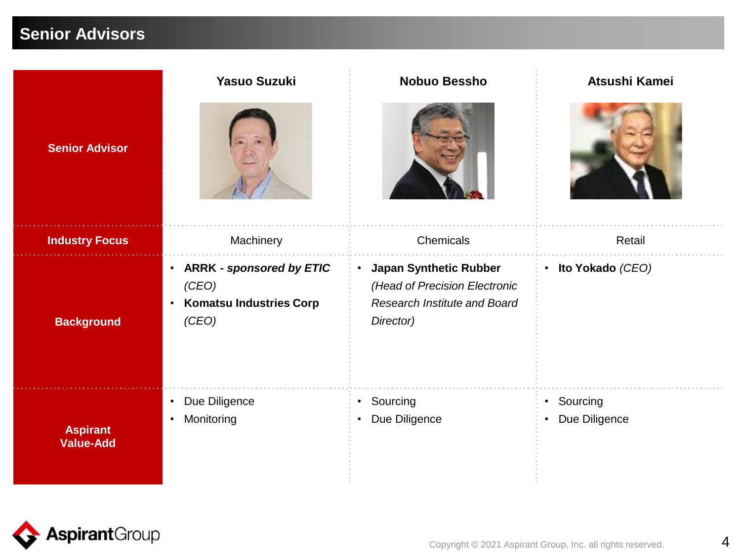# Senior Advisors

| Senior Advisor | Yasuo Suzuki | Nobuo Bessho | Atsushi Kamei |
|---|---|---|---|
| Industry Focus | Machinery | Chemicals | Retail |
| Background | • **ARRK** - ***sponsored by ETIC*** *(CEO)*<br>• **Komatsu Industries Corp** *(CEO)* | • **Japan Synthetic Rubber** *(Head of Precision Electronic Research Institute and Board Director)* | • **Ito Yokado** *(CEO)* |
| Aspirant Value-Add | • Due Diligence<br>• Monitoring | • Sourcing<br>• Due Diligence | • Sourcing<br>• Due Diligence |

Copyright © 2021 Aspirant Group, Inc. all rights reserved.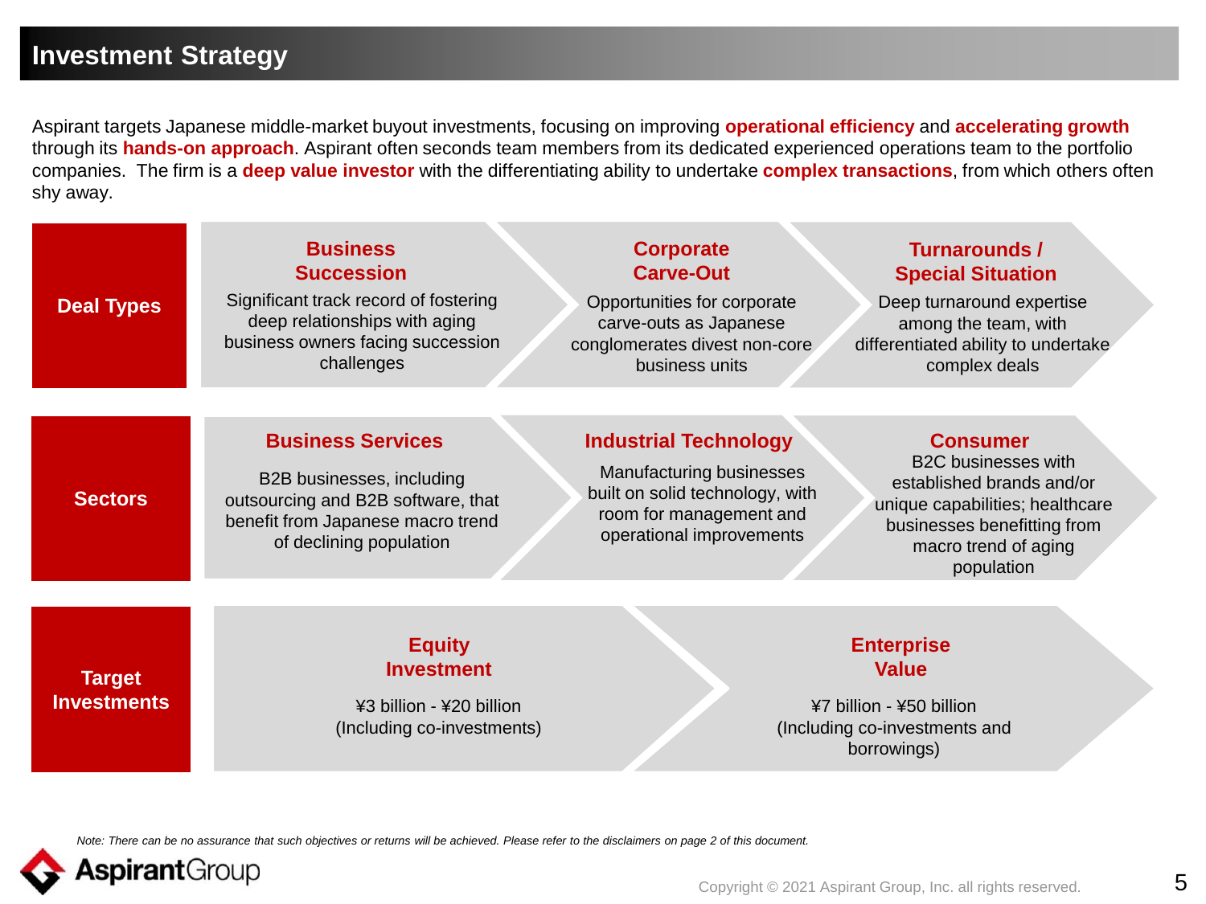# Investment Strategy

Aspirant targets Japanese middle-market buyout investments, focusing on improving **operational efficiency** and **accelerating growth** through its **hands-on approach**. Aspirant often seconds team members from its dedicated experienced operations team to the portfolio companies. The firm is a **deep value investor** with the differentiating ability to undertake **complex transactions**, from which others often shy away.

## Deal Types

- **Business Succession**: Significant track record of fostering deep relationships with aging business owners facing succession challenges
- **Corporate Carve-Out**: Opportunities for corporate carve-outs as Japanese conglomerates divest non-core business units
- **Turnarounds / Special Situation**: Deep turnaround expertise among the team, with differentiated ability to undertake complex deals

## Sectors

- **Business Services**: B2B businesses, including outsourcing and B2B software, that benefit from Japanese macro trend of declining population
- **Industrial Technology**: Manufacturing businesses built on solid technology, with room for management and operational improvements
- **Consumer**: B2C businesses with established brands and/or unique capabilities; healthcare businesses benefitting from macro trend of aging population

## Target Investments

- **Equity Investment**: ¥3 billion - ¥20 billion (Including co-investments)
- **Enterprise Value**: ¥7 billion - ¥50 billion (Including co-investments and borrowings)

*Note: There can be no assurance that such objectives or returns will be achieved. Please refer to the disclaimers on page 2 of this document.*

AspirantGroup

Copyright © 2021 Aspirant Group, Inc. all rights reserved.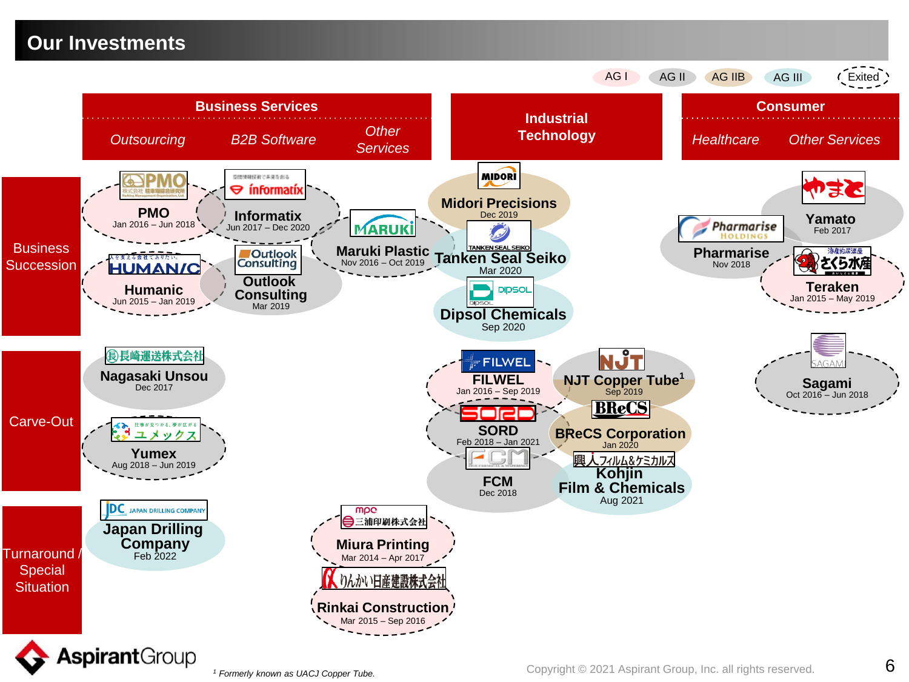# Our Investments

Legend: AG I | AG II | AG IIB | AG III | Exited

| | Business Services – Outsourcing | Business Services – B2B Software | Business Services – Other Services | Industrial Technology | Consumer – Healthcare | Consumer – Other Services |
|---|---|---|---|---|---|---|
| **Business Succession** | PMO (Jan 2016 – Jun 2018); Humanic (Jun 2015 – Jan 2019) | Informatix (Jun 2017 – Dec 2020); Outlook Consulting (Mar 2019) | Maruki Plastic (Nov 2016 – Oct 2019) | Midori Precisions (Dec 2019); Tanken Seal Seiko (Mar 2020); Dipsol Chemicals (Sep 2020) | Pharmarise (Nov 2018) | Yamato (Feb 2017); Teraken (Jan 2015 – May 2019) |
| **Carve-Out** | Nagasaki Unsou (Dec 2017); Yumex (Aug 2018 – Jun 2019) | | | FILWEL (Jan 2016 – Sep 2019); NJT Copper Tube[1] (Sep 2019); SORD (Feb 2018 – Jan 2021); BReCS Corporation (Jan 2020); FCM (Dec 2018); Kohjin Film & Chemicals (Aug 2021) | | Sagami (Oct 2016 – Jun 2018) |
| **Turnaround / Special Situation** | Japan Drilling Company (Feb 2022) | | Miura Printing (Mar 2014 – Apr 2017); Rinkai Construction (Mar 2015 – Sep 2016) | | | |

[1] Formerly known as UACJ Copper Tube.

Copyright © 2021 Aspirant Group, Inc. all rights reserved.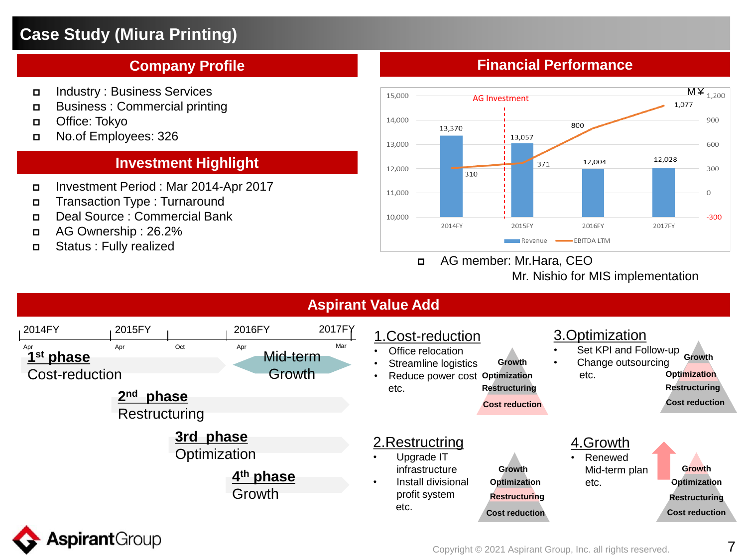# Case Study (Miura Printing)

## Company Profile

- Industry : Business Services
- Business : Commercial printing
- Office: Tokyo
- No.of Employees: 326

## Investment Highlight

- Investment Period : Mar 2014-Apr 2017
- Transaction Type : Turnaround
- Deal Source : Commercial Bank
- AG Ownership : 26.2%
- Status : Fully realized

## Financial Performance

M￥

| | 2014FY | 2015FY | 2016FY | 2017FY |
|---|---|---|---|---|
| Revenue | 13,370 | 13,057 | 12,004 | 12,028 |
| EBITDA LTM | 310 | 371 | 800 | 1,077 |

AG Investment (between 2014FY and 2015FY)

- AG member: Mr.Hara, CEO
  Mr. Nishio for MIS implementation

## Aspirant Value Add

2014FY (Apr) — 2015FY (Apr, Oct) — 2016FY (Apr) — 2017FY (Mar)

**1st phase**
Cost-reduction

Mid-term Growth

**2nd phase**
Restructuring

**3rd phase**
Optimization

**4th phase**
Growth

### 1.Cost-reduction

- Office relocation
- Streamline logistics
- Reduce power cost
  etc.

### 2.Restructring

- Upgrade IT infrastructure
- Install divisional profit system
  etc.

### 3.Optimization

- Set KPI and Follow-up
- Change outsourcing
  etc.

### 4.Growth

- Renewed Mid-term plan
  etc.

Growth / Optimization / Restructuring / Cost reduction

Copyright © 2021 Aspirant Group, Inc. all rights reserved.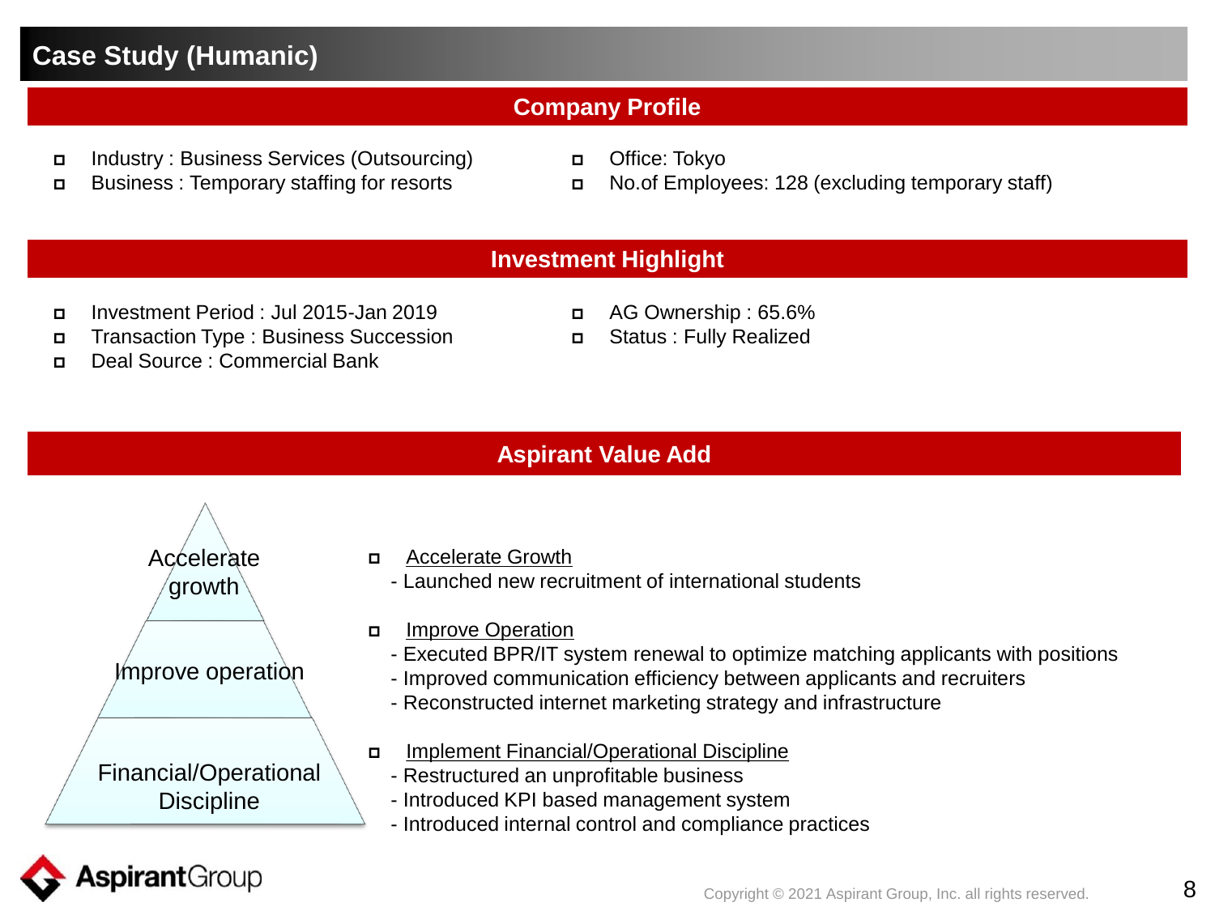# Case Study (Humanic)

## Company Profile

- Industry : Business Services (Outsourcing)
- Business : Temporary staffing for resorts
- Office: Tokyo
- No.of Employees: 128 (excluding temporary staff)

## Investment Highlight

- Investment Period : Jul 2015-Jan 2019
- Transaction Type : Business Succession
- Deal Source : Commercial Bank
- AG Ownership : 65.6%
- Status : Fully Realized

## Aspirant Value Add

Accelerate growth

Improve operation

Financial/Operational Discipline

- Accelerate Growth
  - Launched new recruitment of international students
- Improve Operation
  - Executed BPR/IT system renewal to optimize matching applicants with positions
  - Improved communication efficiency between applicants and recruiters
  - Reconstructed internet marketing strategy and infrastructure
- Implement Financial/Operational Discipline
  - Restructured an unprofitable business
  - Introduced KPI based management system
  - Introduced internal control and compliance practices

AspirantGroup

Copyright © 2021 Aspirant Group, Inc. all rights reserved.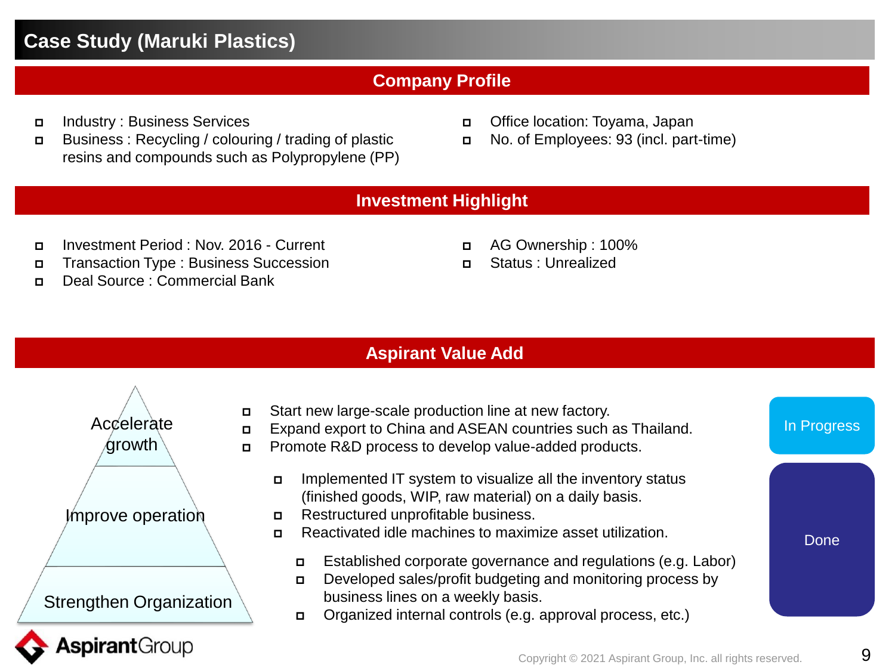# Case Study (Maruki Plastics)

## Company Profile

- Industry : Business Services
- Business : Recycling / colouring / trading of plastic resins and compounds such as Polypropylene (PP)
- Office location: Toyama, Japan
- No. of Employees: 93 (incl. part-time)

## Investment Highlight

- Investment Period : Nov. 2016 - Current
- Transaction Type : Business Succession
- Deal Source : Commercial Bank
- AG Ownership : 100%
- Status : Unrealized

## Aspirant Value Add

**Accelerate growth** (In Progress)

- Start new large-scale production line at new factory.
- Expand export to China and ASEAN countries such as Thailand.
- Promote R&D process to develop value-added products.

**Improve operation** (Done)

- Implemented IT system to visualize all the inventory status (finished goods, WIP, raw material) on a daily basis.
- Restructured unprofitable business.
- Reactivated idle machines to maximize asset utilization.

**Strengthen Organization** (Done)

- Established corporate governance and regulations (e.g. Labor)
- Developed sales/profit budgeting and monitoring process by business lines on a weekly basis.
- Organized internal controls (e.g. approval process, etc.)

AspirantGroup

Copyright © 2021 Aspirant Group, Inc. all rights reserved.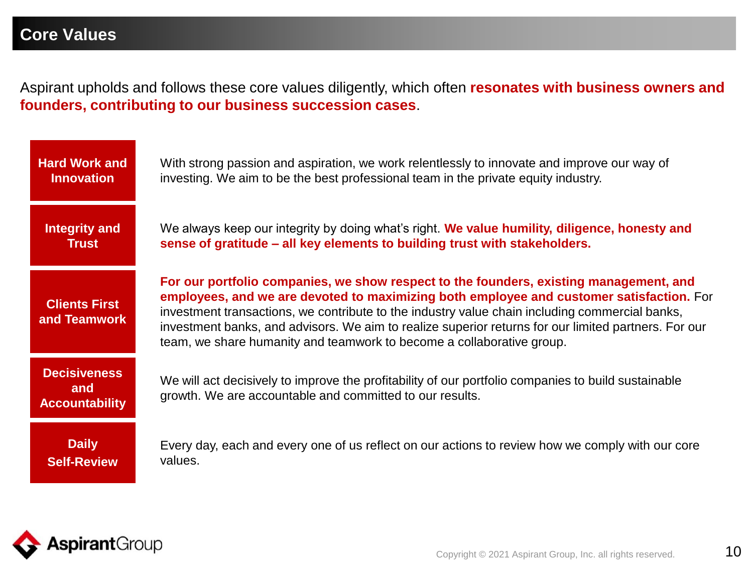# Core Values

Aspirant upholds and follows these core values diligently, which often **resonates with business owners and founders, contributing to our business succession cases**.

| Value | Description |
| --- | --- |
| **Hard Work and Innovation** | With strong passion and aspiration, we work relentlessly to innovate and improve our way of investing. We aim to be the best professional team in the private equity industry. |
| **Integrity and Trust** | We always keep our integrity by doing what's right. **We value humility, diligence, honesty and sense of gratitude – all key elements to building trust with stakeholders.** |
| **Clients First and Teamwork** | **For our portfolio companies, we show respect to the founders, existing management, and employees, and we are devoted to maximizing both employee and customer satisfaction.** For investment transactions, we contribute to the industry value chain including commercial banks, investment banks, and advisors. We aim to realize superior returns for our limited partners. For our team, we share humanity and teamwork to become a collaborative group. |
| **Decisiveness and Accountability** | We will act decisively to improve the profitability of our portfolio companies to build sustainable growth. We are accountable and committed to our results. |
| **Daily Self-Review** | Every day, each and every one of us reflect on our actions to review how we comply with our core values. |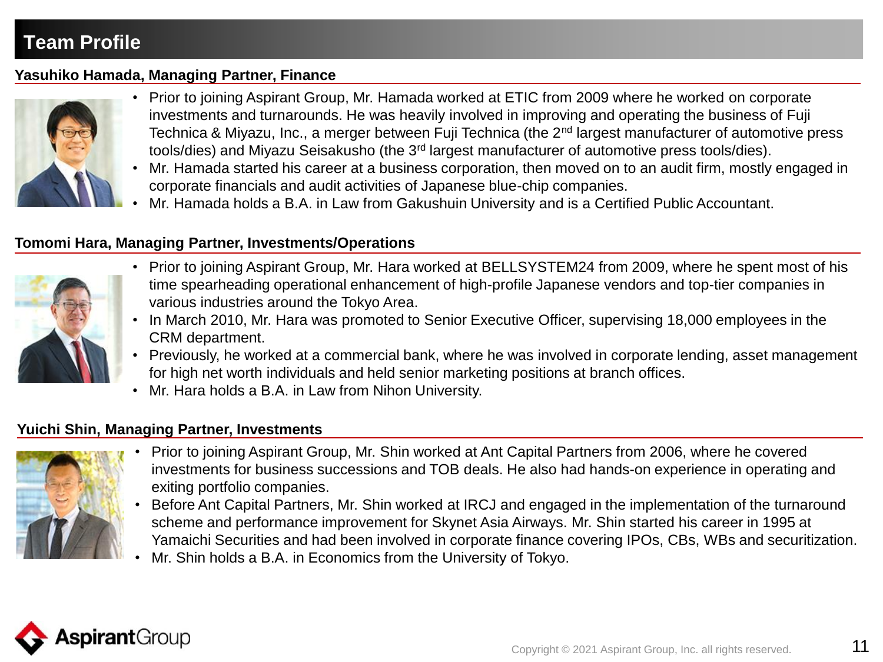# Team Profile

## Yasuhiko Hamada, Managing Partner, Finance

- Prior to joining Aspirant Group, Mr. Hamada worked at ETIC from 2009 where he worked on corporate investments and turnarounds. He was heavily involved in improving and operating the business of Fuji Technica & Miyazu, Inc., a merger between Fuji Technica (the 2nd largest manufacturer of automotive press tools/dies) and Miyazu Seisakusho (the 3rd largest manufacturer of automotive press tools/dies).
- Mr. Hamada started his career at a business corporation, then moved on to an audit firm, mostly engaged in corporate financials and audit activities of Japanese blue-chip companies.
- Mr. Hamada holds a B.A. in Law from Gakushuin University and is a Certified Public Accountant.

## Tomomi Hara, Managing Partner, Investments/Operations

- Prior to joining Aspirant Group, Mr. Hara worked at BELLSYSTEM24 from 2009, where he spent most of his time spearheading operational enhancement of high-profile Japanese vendors and top-tier companies in various industries around the Tokyo Area.
- In March 2010, Mr. Hara was promoted to Senior Executive Officer, supervising 18,000 employees in the CRM department.
- Previously, he worked at a commercial bank, where he was involved in corporate lending, asset management for high net worth individuals and held senior marketing positions at branch offices.
- Mr. Hara holds a B.A. in Law from Nihon University.

## Yuichi Shin, Managing Partner, Investments

- Prior to joining Aspirant Group, Mr. Shin worked at Ant Capital Partners from 2006, where he covered investments for business successions and TOB deals. He also had hands-on experience in operating and exiting portfolio companies.
- Before Ant Capital Partners, Mr. Shin worked at IRCJ and engaged in the implementation of the turnaround scheme and performance improvement for Skynet Asia Airways. Mr. Shin started his career in 1995 at Yamaichi Securities and had been involved in corporate finance covering IPOs, CBs, WBs and securitization.
- Mr. Shin holds a B.A. in Economics from the University of Tokyo.

AspirantGroup

Copyright © 2021 Aspirant Group, Inc. all rights reserved.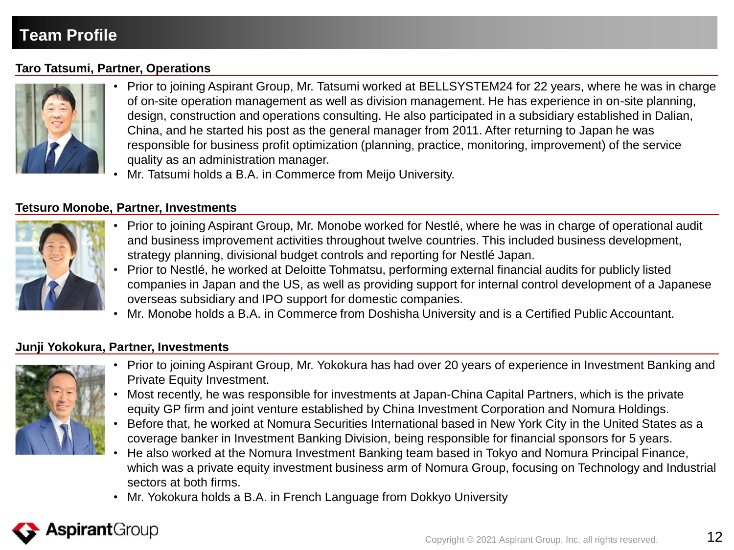# Team Profile

### Taro Tatsumi, Partner, Operations

- Prior to joining Aspirant Group, Mr. Tatsumi worked at BELLSYSTEM24 for 22 years, where he was in charge of on-site operation management as well as division management. He has experience in on-site planning, design, construction and operations consulting. He also participated in a subsidiary established in Dalian, China, and he started his post as the general manager from 2011. After returning to Japan he was responsible for business profit optimization (planning, practice, monitoring, improvement) of the service quality as an administration manager.
- Mr. Tatsumi holds a B.A. in Commerce from Meijo University.

### Tetsuro Monobe, Partner, Investments

- Prior to joining Aspirant Group, Mr. Monobe worked for Nestlé, where he was in charge of operational audit and business improvement activities throughout twelve countries. This included business development, strategy planning, divisional budget controls and reporting for Nestlé Japan.
- Prior to Nestlé, he worked at Deloitte Tohmatsu, performing external financial audits for publicly listed companies in Japan and the US, as well as providing support for internal control development of a Japanese overseas subsidiary and IPO support for domestic companies.
- Mr. Monobe holds a B.A. in Commerce from Doshisha University and is a Certified Public Accountant.

### Junji Yokokura, Partner, Investments

- Prior to joining Aspirant Group, Mr. Yokokura has had over 20 years of experience in Investment Banking and Private Equity Investment.
- Most recently, he was responsible for investments at Japan-China Capital Partners, which is the private equity GP firm and joint venture established by China Investment Corporation and Nomura Holdings.
- Before that, he worked at Nomura Securities International based in New York City in the United States as a coverage banker in Investment Banking Division, being responsible for financial sponsors for 5 years.
- He also worked at the Nomura Investment Banking team based in Tokyo and Nomura Principal Finance, which was a private equity investment business arm of Nomura Group, focusing on Technology and Industrial sectors at both firms.
- Mr. Yokokura holds a B.A. in French Language from Dokkyo University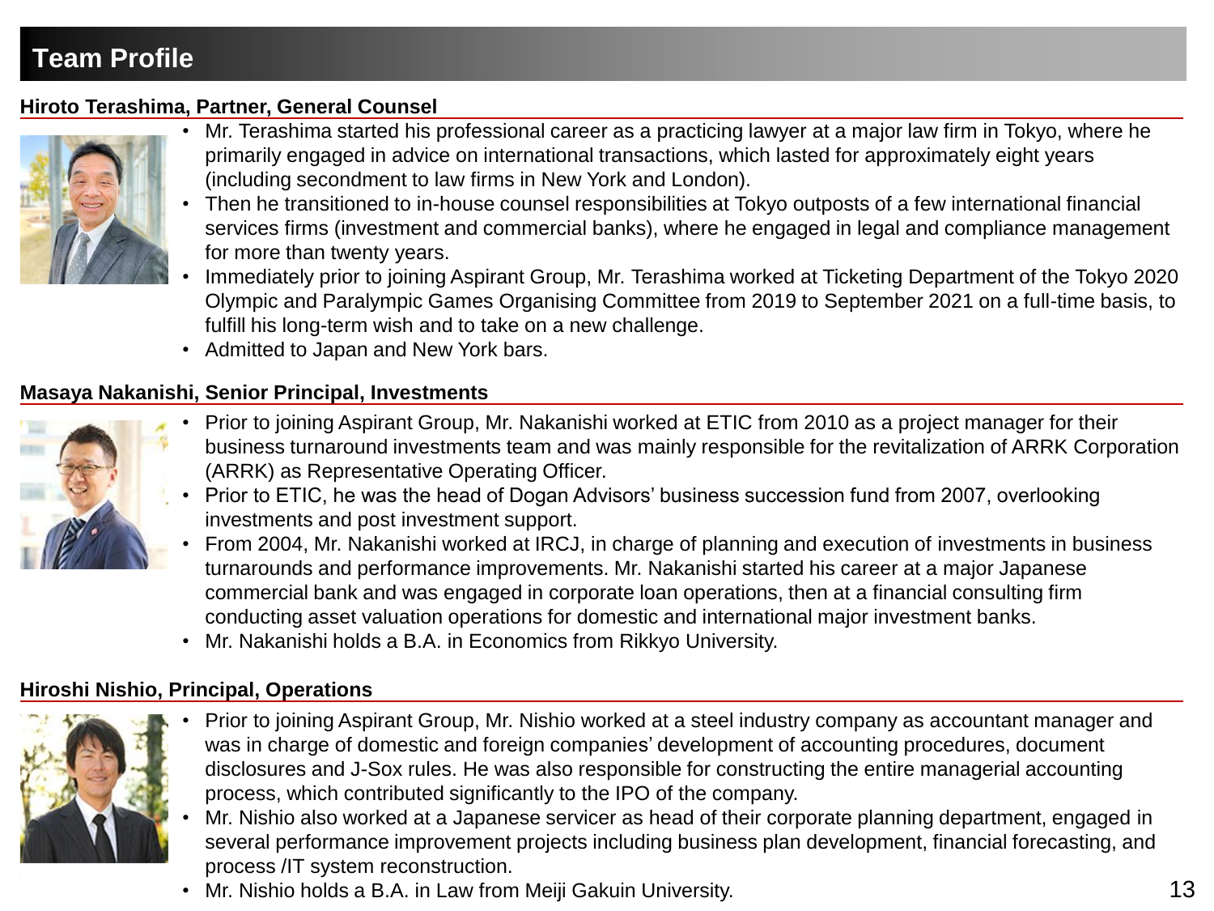# Team Profile

### Hiroto Terashima, Partner, General Counsel

- Mr. Terashima started his professional career as a practicing lawyer at a major law firm in Tokyo, where he primarily engaged in advice on international transactions, which lasted for approximately eight years (including secondment to law firms in New York and London).
- Then he transitioned to in-house counsel responsibilities at Tokyo outposts of a few international financial services firms (investment and commercial banks), where he engaged in legal and compliance management for more than twenty years.
- Immediately prior to joining Aspirant Group, Mr. Terashima worked at Ticketing Department of the Tokyo 2020 Olympic and Paralympic Games Organising Committee from 2019 to September 2021 on a full-time basis, to fulfill his long-term wish and to take on a new challenge.
- Admitted to Japan and New York bars.

### Masaya Nakanishi, Senior Principal, Investments

- Prior to joining Aspirant Group, Mr. Nakanishi worked at ETIC from 2010 as a project manager for their business turnaround investments team and was mainly responsible for the revitalization of ARRK Corporation (ARRK) as Representative Operating Officer.
- Prior to ETIC, he was the head of Dogan Advisors' business succession fund from 2007, overlooking investments and post investment support.
- From 2004, Mr. Nakanishi worked at IRCJ, in charge of planning and execution of investments in business turnarounds and performance improvements. Mr. Nakanishi started his career at a major Japanese commercial bank and was engaged in corporate loan operations, then at a financial consulting firm conducting asset valuation operations for domestic and international major investment banks.
- Mr. Nakanishi holds a B.A. in Economics from Rikkyo University.

### Hiroshi Nishio, Principal, Operations

- Prior to joining Aspirant Group, Mr. Nishio worked at a steel industry company as accountant manager and was in charge of domestic and foreign companies' development of accounting procedures, document disclosures and J-Sox rules. He was also responsible for constructing the entire managerial accounting process, which contributed significantly to the IPO of the company.
- Mr. Nishio also worked at a Japanese servicer as head of their corporate planning department, engaged in several performance improvement projects including business plan development, financial forecasting, and process /IT system reconstruction.
- Mr. Nishio holds a B.A. in Law from Meiji Gakuin University.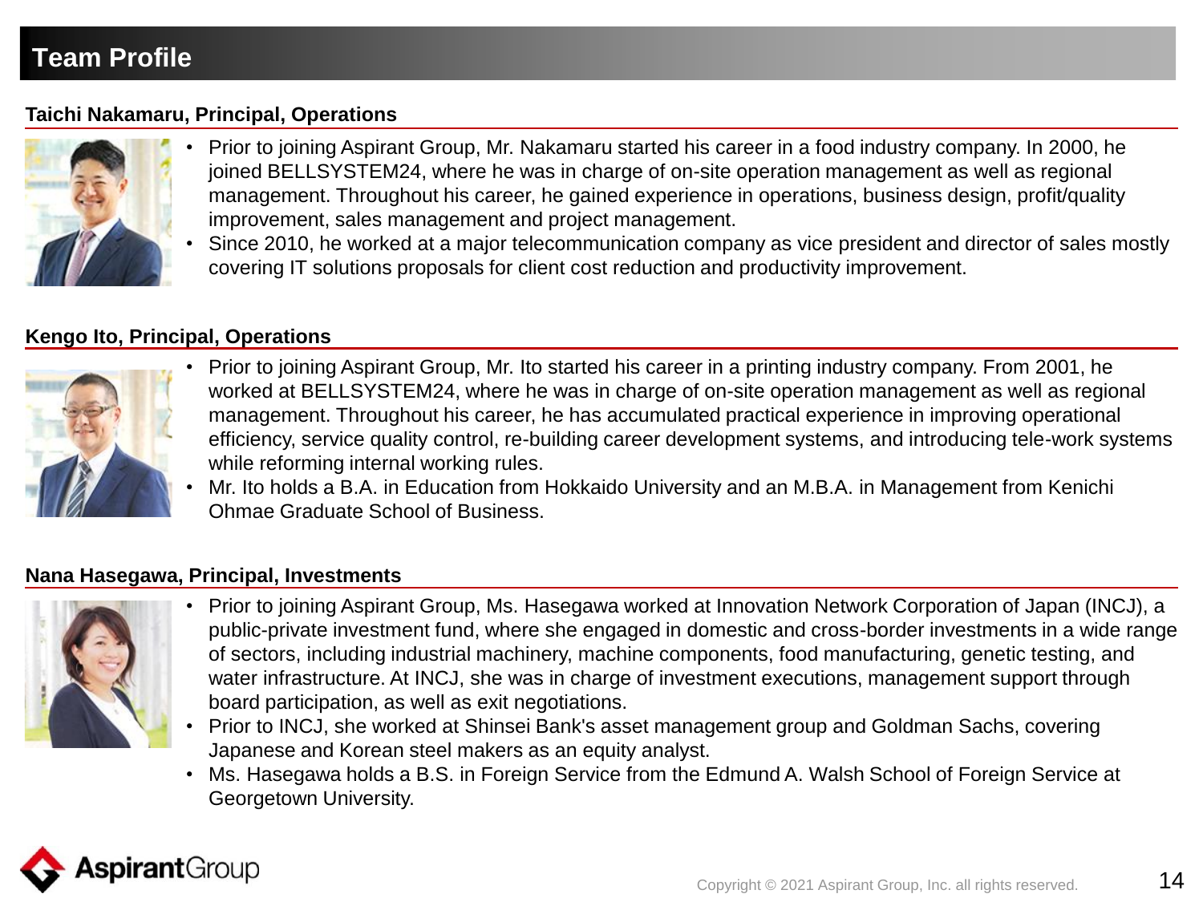# Team Profile

### Taichi Nakamaru, Principal, Operations

- Prior to joining Aspirant Group, Mr. Nakamaru started his career in a food industry company. In 2000, he joined BELLSYSTEM24, where he was in charge of on-site operation management as well as regional management. Throughout his career, he gained experience in operations, business design, profit/quality improvement, sales management and project management.
- Since 2010, he worked at a major telecommunication company as vice president and director of sales mostly covering IT solutions proposals for client cost reduction and productivity improvement.

### Kengo Ito, Principal, Operations

- Prior to joining Aspirant Group, Mr. Ito started his career in a printing industry company. From 2001, he worked at BELLSYSTEM24, where he was in charge of on-site operation management as well as regional management. Throughout his career, he has accumulated practical experience in improving operational efficiency, service quality control, re-building career development systems, and introducing tele-work systems while reforming internal working rules.
- Mr. Ito holds a B.A. in Education from Hokkaido University and an M.B.A. in Management from Kenichi Ohmae Graduate School of Business.

### Nana Hasegawa, Principal, Investments

- Prior to joining Aspirant Group, Ms. Hasegawa worked at Innovation Network Corporation of Japan (INCJ), a public-private investment fund, where she engaged in domestic and cross-border investments in a wide range of sectors, including industrial machinery, machine components, food manufacturing, genetic testing, and water infrastructure. At INCJ, she was in charge of investment executions, management support through board participation, as well as exit negotiations.
- Prior to INCJ, she worked at Shinsei Bank's asset management group and Goldman Sachs, covering Japanese and Korean steel makers as an equity analyst.
- Ms. Hasegawa holds a B.S. in Foreign Service from the Edmund A. Walsh School of Foreign Service at Georgetown University.

AspirantGroup

Copyright © 2021 Aspirant Group, Inc. all rights reserved.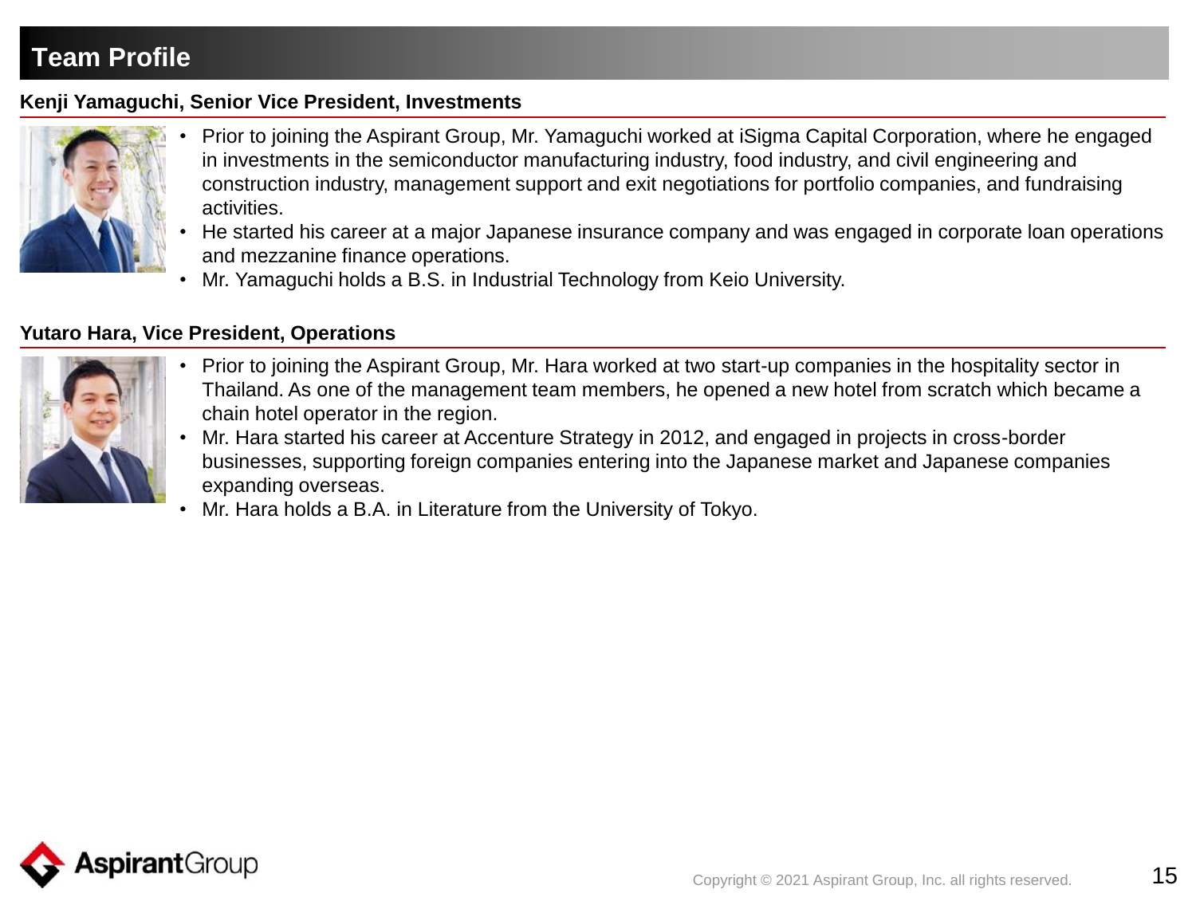# Team Profile

### Kenji Yamaguchi, Senior Vice President, Investments

- Prior to joining the Aspirant Group, Mr. Yamaguchi worked at iSigma Capital Corporation, where he engaged in investments in the semiconductor manufacturing industry, food industry, and civil engineering and construction industry, management support and exit negotiations for portfolio companies, and fundraising activities.
- He started his career at a major Japanese insurance company and was engaged in corporate loan operations and mezzanine finance operations.
- Mr. Yamaguchi holds a B.S. in Industrial Technology from Keio University.

### Yutaro Hara, Vice President, Operations

- Prior to joining the Aspirant Group, Mr. Hara worked at two start-up companies in the hospitality sector in Thailand. As one of the management team members, he opened a new hotel from scratch which became a chain hotel operator in the region.
- Mr. Hara started his career at Accenture Strategy in 2012, and engaged in projects in cross-border businesses, supporting foreign companies entering into the Japanese market and Japanese companies expanding overseas.
- Mr. Hara holds a B.A. in Literature from the University of Tokyo.

AspirantGroup

Copyright © 2021 Aspirant Group, Inc. all rights reserved.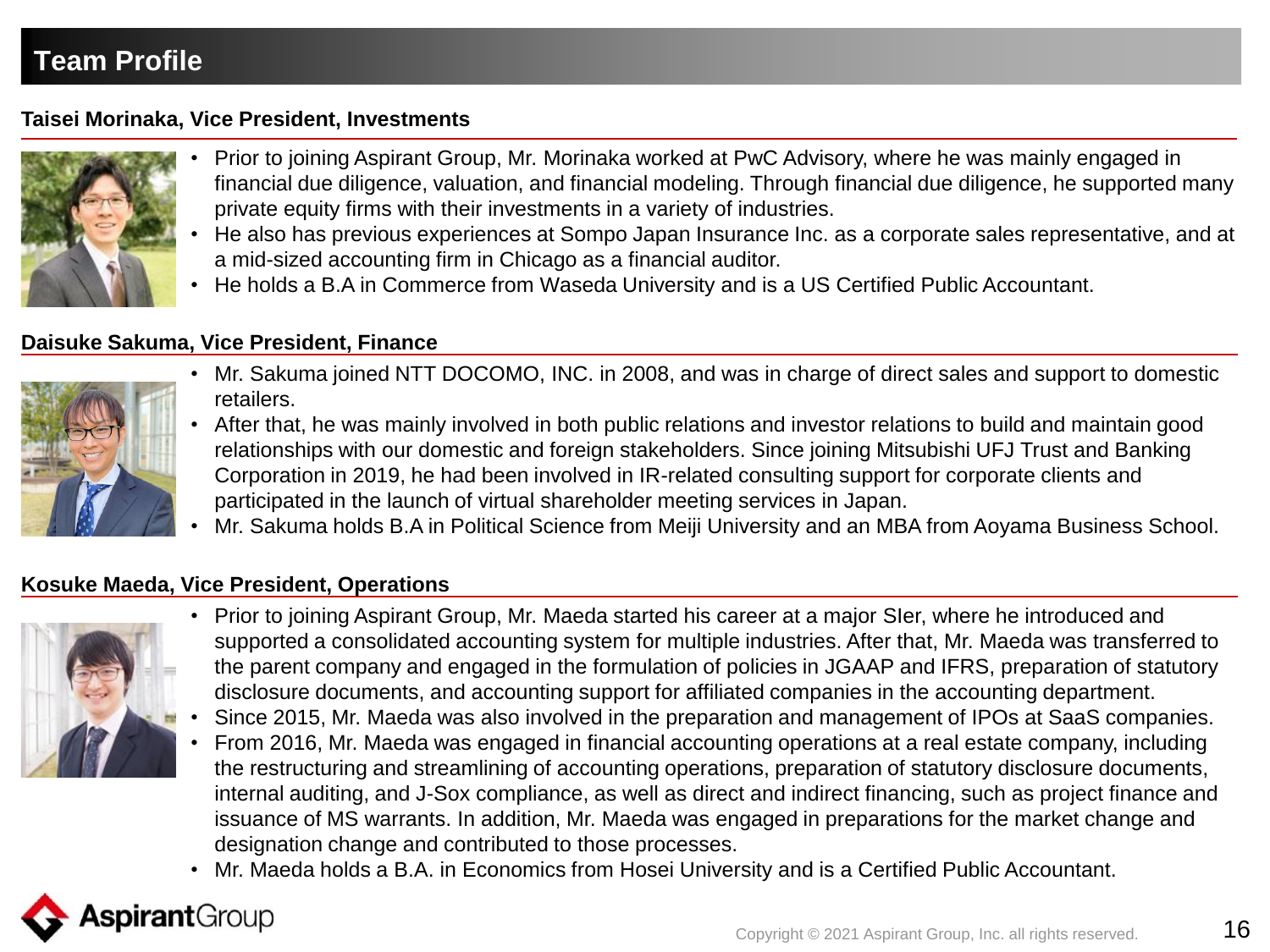# Team Profile

### Taisei Morinaka, Vice President, Investments

- Prior to joining Aspirant Group, Mr. Morinaka worked at PwC Advisory, where he was mainly engaged in financial due diligence, valuation, and financial modeling. Through financial due diligence, he supported many private equity firms with their investments in a variety of industries.
- He also has previous experiences at Sompo Japan Insurance Inc. as a corporate sales representative, and at a mid-sized accounting firm in Chicago as a financial auditor.
- He holds a B.A in Commerce from Waseda University and is a US Certified Public Accountant.

### Daisuke Sakuma, Vice President, Finance

- Mr. Sakuma joined NTT DOCOMO, INC. in 2008, and was in charge of direct sales and support to domestic retailers.
- After that, he was mainly involved in both public relations and investor relations to build and maintain good relationships with our domestic and foreign stakeholders. Since joining Mitsubishi UFJ Trust and Banking Corporation in 2019, he had been involved in IR-related consulting support for corporate clients and participated in the launch of virtual shareholder meeting services in Japan.
- Mr. Sakuma holds B.A in Political Science from Meiji University and an MBA from Aoyama Business School.

### Kosuke Maeda, Vice President, Operations

- Prior to joining Aspirant Group, Mr. Maeda started his career at a major SIer, where he introduced and supported a consolidated accounting system for multiple industries. After that, Mr. Maeda was transferred to the parent company and engaged in the formulation of policies in JGAAP and IFRS, preparation of statutory disclosure documents, and accounting support for affiliated companies in the accounting department.
- Since 2015, Mr. Maeda was also involved in the preparation and management of IPOs at SaaS companies.
- From 2016, Mr. Maeda was engaged in financial accounting operations at a real estate company, including the restructuring and streamlining of accounting operations, preparation of statutory disclosure documents, internal auditing, and J-Sox compliance, as well as direct and indirect financing, such as project finance and issuance of MS warrants. In addition, Mr. Maeda was engaged in preparations for the market change and designation change and contributed to those processes.
- Mr. Maeda holds a B.A. in Economics from Hosei University and is a Certified Public Accountant.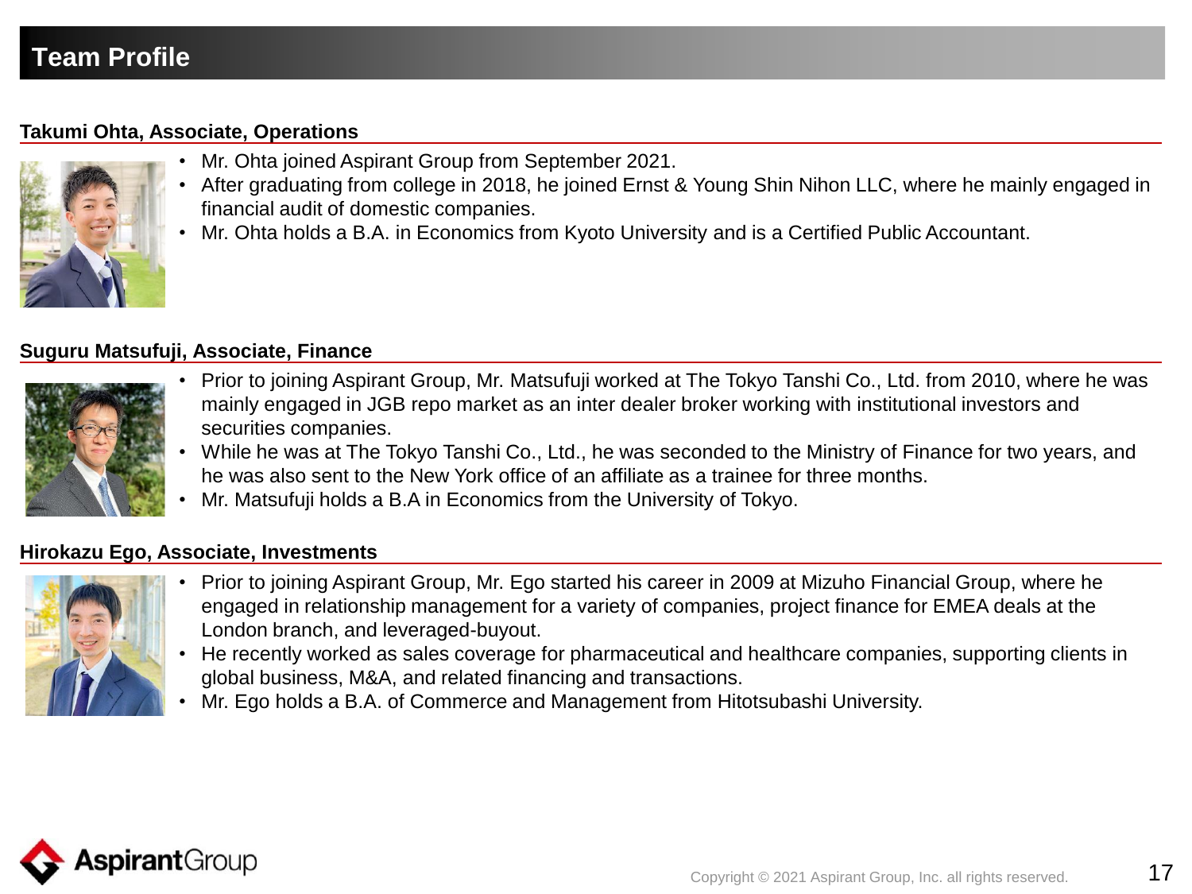# Team Profile

### Takumi Ohta, Associate, Operations

- Mr. Ohta joined Aspirant Group from September 2021.
- After graduating from college in 2018, he joined Ernst & Young Shin Nihon LLC, where he mainly engaged in financial audit of domestic companies.
- Mr. Ohta holds a B.A. in Economics from Kyoto University and is a Certified Public Accountant.

### Suguru Matsufuji, Associate, Finance

- Prior to joining Aspirant Group, Mr. Matsufuji worked at The Tokyo Tanshi Co., Ltd. from 2010, where he was mainly engaged in JGB repo market as an inter dealer broker working with institutional investors and securities companies.
- While he was at The Tokyo Tanshi Co., Ltd., he was seconded to the Ministry of Finance for two years, and he was also sent to the New York office of an affiliate as a trainee for three months.
- Mr. Matsufuji holds a B.A in Economics from the University of Tokyo.

### Hirokazu Ego, Associate, Investments

- Prior to joining Aspirant Group, Mr. Ego started his career in 2009 at Mizuho Financial Group, where he engaged in relationship management for a variety of companies, project finance for EMEA deals at the London branch, and leveraged-buyout.
- He recently worked as sales coverage for pharmaceutical and healthcare companies, supporting clients in global business, M&A, and related financing and transactions.
- Mr. Ego holds a B.A. of Commerce and Management from Hitotsubashi University.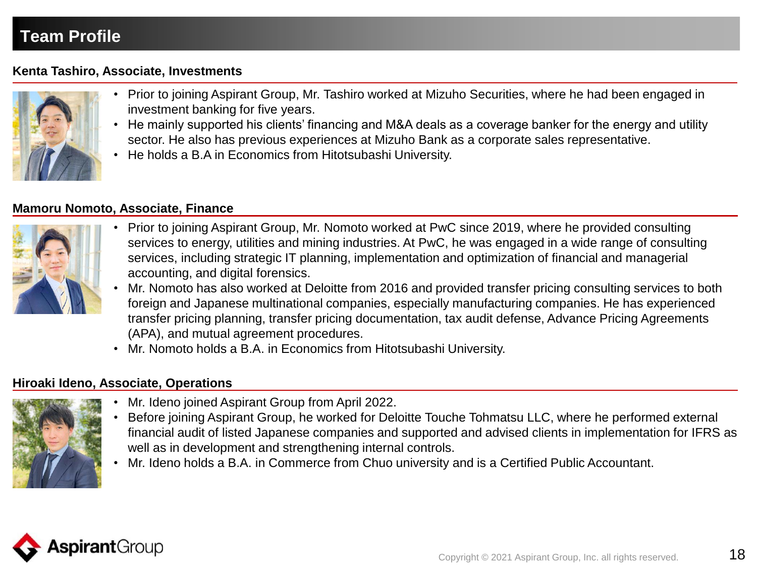# Team Profile

### Kenta Tashiro, Associate, Investments

- Prior to joining Aspirant Group, Mr. Tashiro worked at Mizuho Securities, where he had been engaged in investment banking for five years.
- He mainly supported his clients' financing and M&A deals as a coverage banker for the energy and utility sector. He also has previous experiences at Mizuho Bank as a corporate sales representative.
- He holds a B.A in Economics from Hitotsubashi University.

### Mamoru Nomoto, Associate, Finance

- Prior to joining Aspirant Group, Mr. Nomoto worked at PwC since 2019, where he provided consulting services to energy, utilities and mining industries. At PwC, he was engaged in a wide range of consulting services, including strategic IT planning, implementation and optimization of financial and managerial accounting, and digital forensics.
- Mr. Nomoto has also worked at Deloitte from 2016 and provided transfer pricing consulting services to both foreign and Japanese multinational companies, especially manufacturing companies. He has experienced transfer pricing planning, transfer pricing documentation, tax audit defense, Advance Pricing Agreements (APA), and mutual agreement procedures.
- Mr. Nomoto holds a B.A. in Economics from Hitotsubashi University.

### Hiroaki Ideno, Associate, Operations

- Mr. Ideno joined Aspirant Group from April 2022.
- Before joining Aspirant Group, he worked for Deloitte Touche Tohmatsu LLC, where he performed external financial audit of listed Japanese companies and supported and advised clients in implementation for IFRS as well as in development and strengthening internal controls.
- Mr. Ideno holds a B.A. in Commerce from Chuo university and is a Certified Public Accountant.

AspirantGroup

Copyright © 2021 Aspirant Group, Inc. all rights reserved.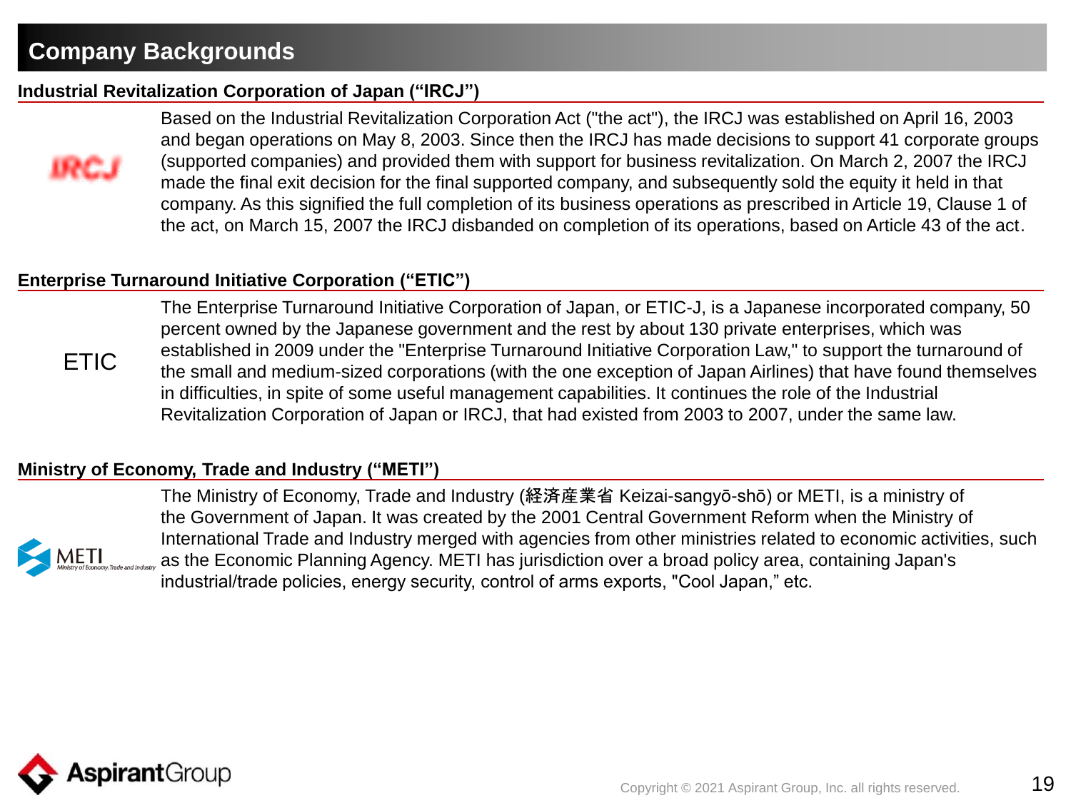# Company Backgrounds

## Industrial Revitalization Corporation of Japan ("IRCJ")

IRCJ

Based on the Industrial Revitalization Corporation Act ("the act"), the IRCJ was established on April 16, 2003 and began operations on May 8, 2003. Since then the IRCJ has made decisions to support 41 corporate groups (supported companies) and provided them with support for business revitalization. On March 2, 2007 the IRCJ made the final exit decision for the final supported company, and subsequently sold the equity it held in that company. As this signified the full completion of its business operations as prescribed in Article 19, Clause 1 of the act, on March 15, 2007 the IRCJ disbanded on completion of its operations, based on Article 43 of the act.

## Enterprise Turnaround Initiative Corporation ("ETIC")

ETIC

The Enterprise Turnaround Initiative Corporation of Japan, or ETIC-J, is a Japanese incorporated company, 50 percent owned by the Japanese government and the rest by about 130 private enterprises, which was established in 2009 under the "Enterprise Turnaround Initiative Corporation Law," to support the turnaround of the small and medium-sized corporations (with the one exception of Japan Airlines) that have found themselves in difficulties, in spite of some useful management capabilities. It continues the role of the Industrial Revitalization Corporation of Japan or IRCJ, that had existed from 2003 to 2007, under the same law.

## Ministry of Economy, Trade and Industry ("METI")

METI Ministry of Economy, Trade and Industry

The Ministry of Economy, Trade and Industry (経済産業省 Keizai-sangyō-shō) or METI, is a ministry of the Government of Japan. It was created by the 2001 Central Government Reform when the Ministry of International Trade and Industry merged with agencies from other ministries related to economic activities, such as the Economic Planning Agency. METI has jurisdiction over a broad policy area, containing Japan's industrial/trade policies, energy security, control of arms exports, "Cool Japan," etc.

AspirantGroup

Copyright © 2021 Aspirant Group, Inc. all rights reserved.